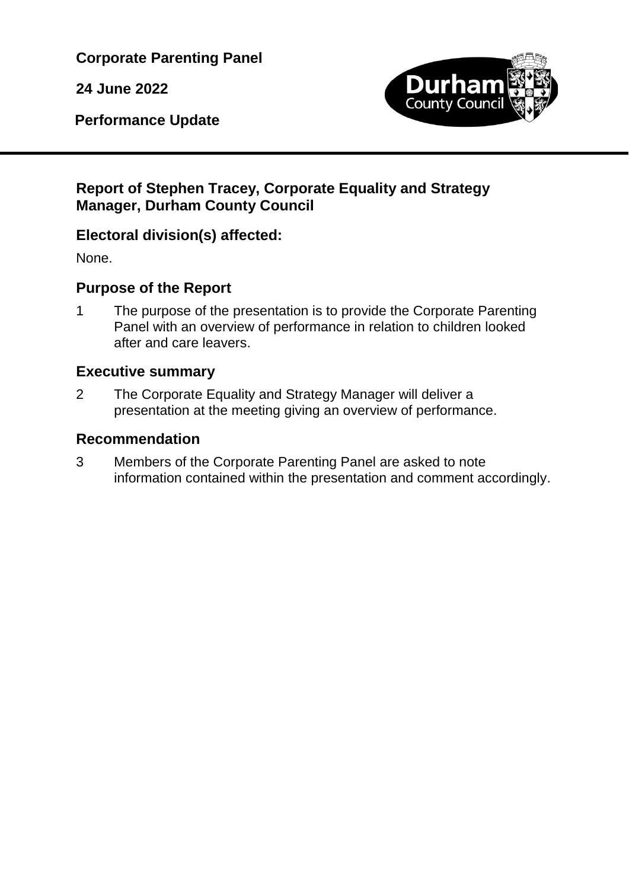**Corporate Parenting Panel**

**24 June 2022**

**Performance Update**

---

## Report of Stephen Tracey, Corporate Equality and Strategy Manager, Durham County Council

## Electoral division(s) affected:

None.

## Purpose of the Report

1 The purpose of the presentation is to provide the Corporate Parenting Panel with an overview of performance in relation to children looked after and care leavers.

## Executive summary

2 The Corporate Equality and Strategy Manager will deliver a presentation at the meeting giving an overview of performance.

## Recommendation

3 Members of the Corporate Parenting Panel are asked to note information contained within the presentation and comment accordingly.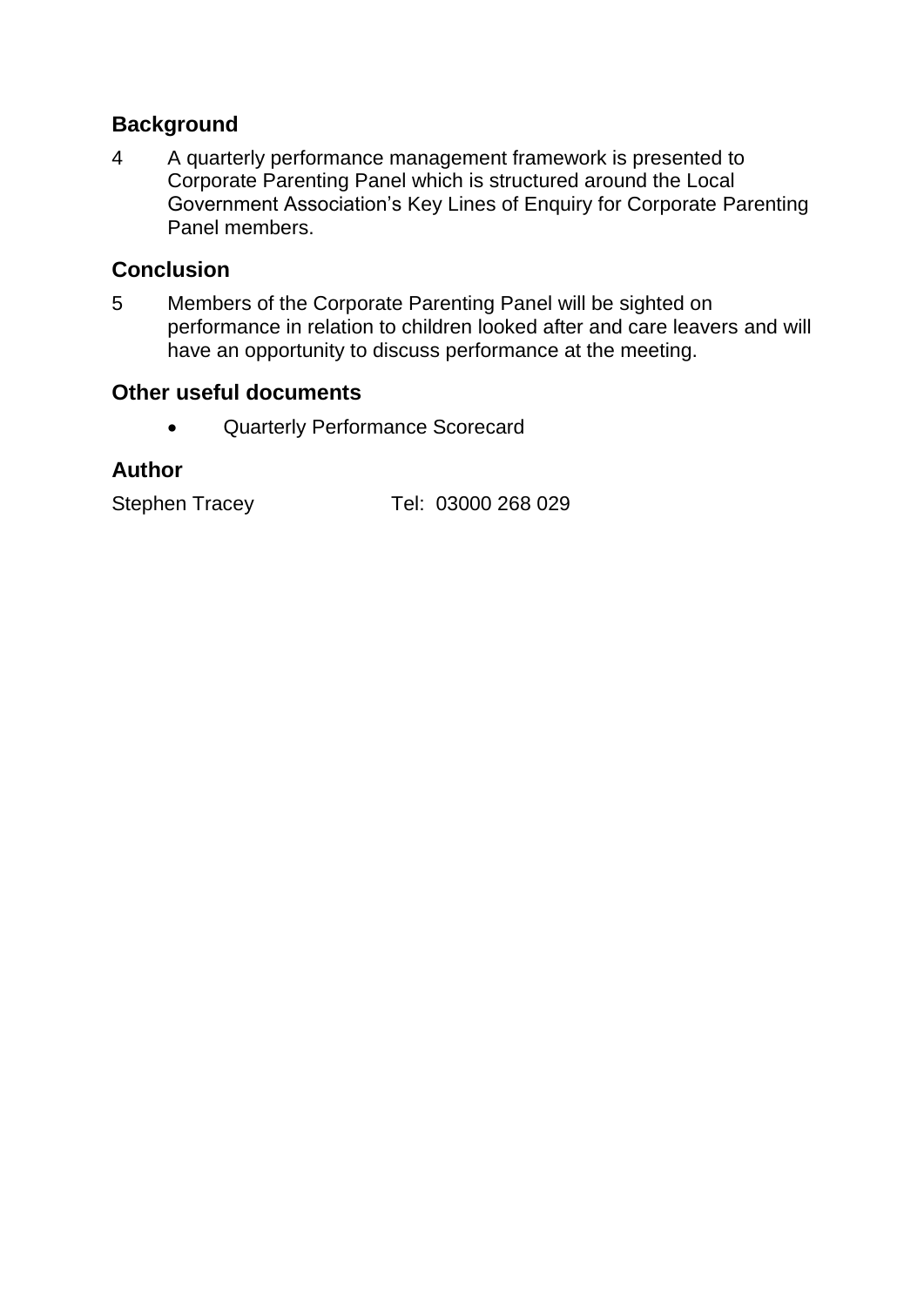## Background

4 A quarterly performance management framework is presented to Corporate Parenting Panel which is structured around the Local Government Association's Key Lines of Enquiry for Corporate Parenting Panel members.

## Conclusion

5 Members of the Corporate Parenting Panel will be sighted on performance in relation to children looked after and care leavers and will have an opportunity to discuss performance at the meeting.

## Other useful documents

- Quarterly Performance Scorecard

## Author

Stephen Tracey Tel: 03000 268 029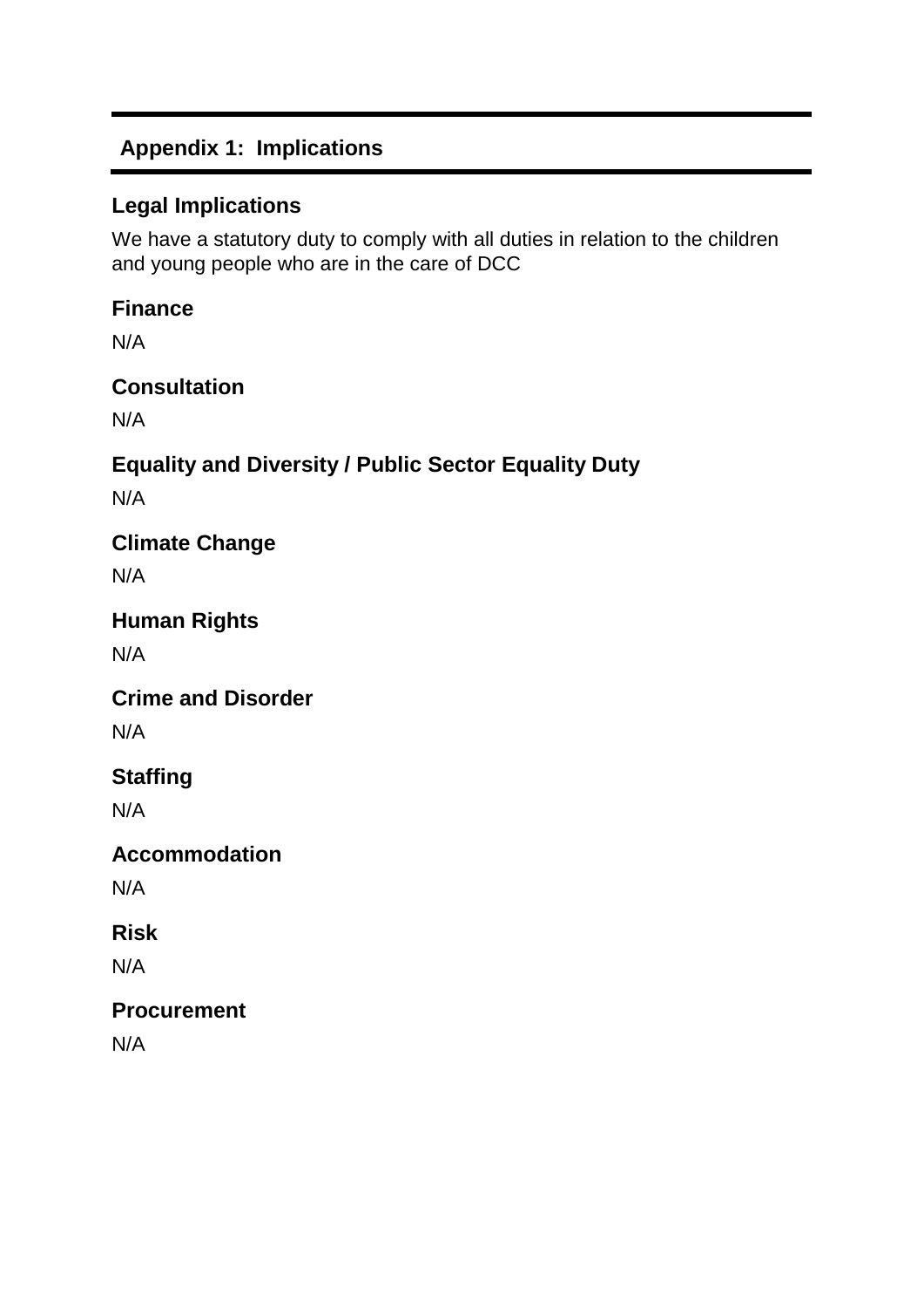## Appendix 1: Implications

### Legal Implications

We have a statutory duty to comply with all duties in relation to the children and young people who are in the care of DCC

### Finance

N/A

### Consultation

N/A

### Equality and Diversity / Public Sector Equality Duty

N/A

### Climate Change

N/A

### Human Rights

N/A

### Crime and Disorder

N/A

### Staffing

N/A

### Accommodation

N/A

### Risk

N/A

### Procurement

N/A